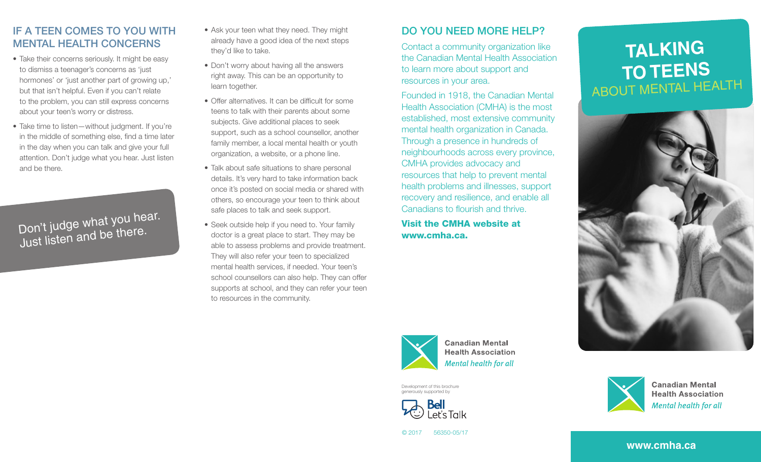## IF A TEEN COMES TO YOU WITH MENTAL HEALTH CONCERNS

- Take their concerns seriously. It might be easy to dismiss a teenager's concerns as 'just hormones' or 'just another part of growing up,' but that isn't helpful. Even if you can't relate to the problem, you can still express concerns about your teen's worry or distress.
- Take time to listen—without judgment. If you're in the middle of something else, find a time later in the day when you can talk and give your full attention. Don't judge what you hear. Just listen and be there.

Don't judge what you hear. Just listen and be there.

- Ask your teen what they need. They might already have a good idea of the next steps they'd like to take.
- Don't worry about having all the answers right away. This can be an opportunity to learn together.
- Offer alternatives. It can be difficult for some teens to talk with their parents about some subjects. Give additional places to seek support, such as a school counsellor, another family member, a local mental health or youth organization, a website, or a phone line.
- Talk about safe situations to share personal details. It's very hard to take information back once it's posted on social media or shared with others, so encourage your teen to think about safe places to talk and seek support.
- Seek outside help if you need to. Your family doctor is a great place to start. They may be able to assess problems and provide treatment. They will also refer your teen to specialized mental health services, if needed. Your teen's school counsellors can also help. They can offer supports at school, and they can refer your teen to resources in the community.

## DO YOU NEED MORE HELP?

Contact a community organization like the Canadian Mental Health Association to learn more about support and resources in your area.

Founded in 1918, the Canadian Mental Health Association (CMHA) is the most established, most extensive community mental health organization in Canada. Through a presence in hundreds of neighbourhoods across every province, CMHA provides advocacy and resources that help to prevent mental health problems and illnesses, support recovery and resilience, and enable all Canadians to flourish and thrive.

**Visit the CMHA website at www.cmha.ca.**

Canadian Mental Health Association
*Mental health for all*

Development of this brochure generously supported by

Bell Let's Talk

© 2017 56350-05/17

# TALKING TO TEENS ABOUT MENTAL HEALTH

Canadian Mental Health Association
*Mental health for all*

www.cmha.ca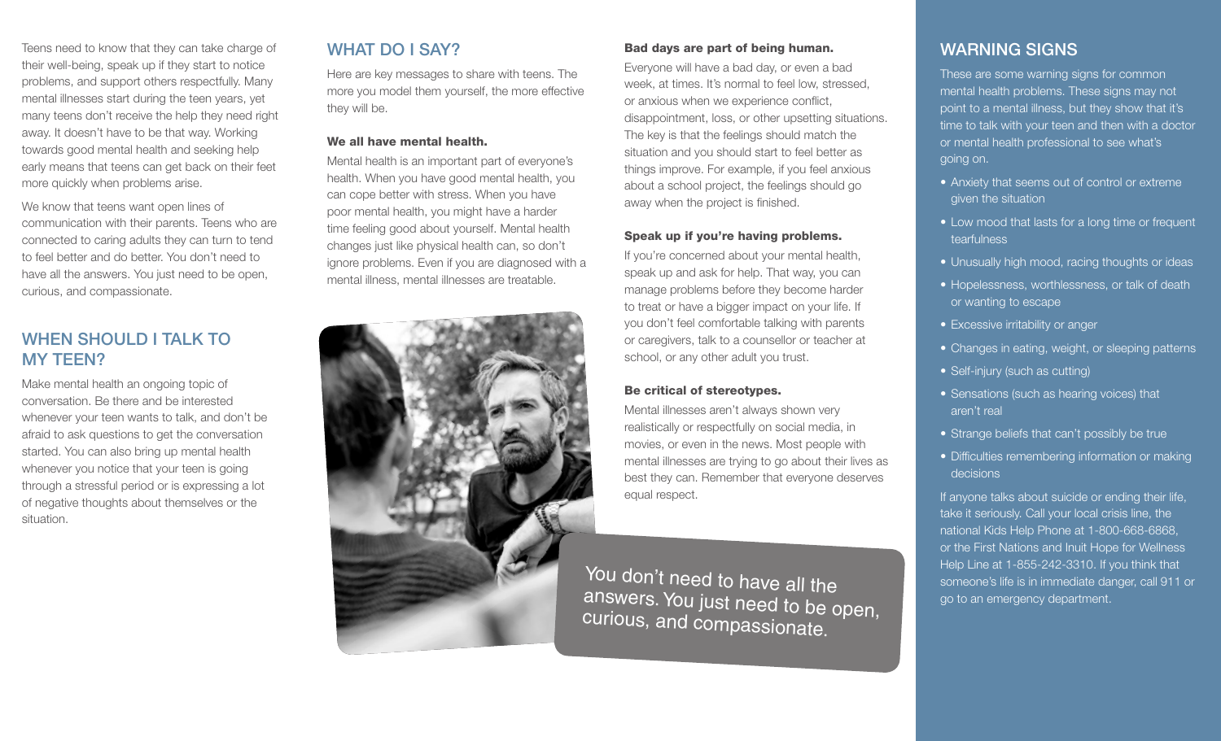Teens need to know that they can take charge of their well-being, speak up if they start to notice problems, and support others respectfully. Many mental illnesses start during the teen years, yet many teens don't receive the help they need right away. It doesn't have to be that way. Working towards good mental health and seeking help early means that teens can get back on their feet more quickly when problems arise.

We know that teens want open lines of communication with their parents. Teens who are connected to caring adults they can turn to tend to feel better and do better. You don't need to have all the answers. You just need to be open, curious, and compassionate.

## WHEN SHOULD I TALK TO MY TEEN?

Make mental health an ongoing topic of conversation. Be there and be interested whenever your teen wants to talk, and don't be afraid to ask questions to get the conversation started. You can also bring up mental health whenever you notice that your teen is going through a stressful period or is expressing a lot of negative thoughts about themselves or the situation.

## WHAT DO I SAY?

Here are key messages to share with teens. The more you model them yourself, the more effective they will be.

**We all have mental health.**

Mental health is an important part of everyone's health. When you have good mental health, you can cope better with stress. When you have poor mental health, you might have a harder time feeling good about yourself. Mental health changes just like physical health can, so don't ignore problems. Even if you are diagnosed with a mental illness, mental illnesses are treatable.

**Bad days are part of being human.**

Everyone will have a bad day, or even a bad week, at times. It's normal to feel low, stressed, or anxious when we experience conflict, disappointment, loss, or other upsetting situations. The key is that the feelings should match the situation and you should start to feel better as things improve. For example, if you feel anxious about a school project, the feelings should go away when the project is finished.

**Speak up if you're having problems.**

If you're concerned about your mental health, speak up and ask for help. That way, you can manage problems before they become harder to treat or have a bigger impact on your life. If you don't feel comfortable talking with parents or caregivers, talk to a counsellor or teacher at school, or any other adult you trust.

**Be critical of stereotypes.**

Mental illnesses aren't always shown very realistically or respectfully on social media, in movies, or even in the news. Most people with mental illnesses are trying to go about their lives as best they can. Remember that everyone deserves equal respect.

You don't need to have all the answers. You just need to be open, curious, and compassionate.

## WARNING SIGNS

These are some warning signs for common mental health problems. These signs may not point to a mental illness, but they show that it's time to talk with your teen and then with a doctor or mental health professional to see what's going on.

- Anxiety that seems out of control or extreme given the situation
- Low mood that lasts for a long time or frequent tearfulness
- Unusually high mood, racing thoughts or ideas
- Hopelessness, worthlessness, or talk of death or wanting to escape
- Excessive irritability or anger
- Changes in eating, weight, or sleeping patterns
- Self-injury (such as cutting)
- Sensations (such as hearing voices) that aren't real
- Strange beliefs that can't possibly be true
- Difficulties remembering information or making decisions

If anyone talks about suicide or ending their life, take it seriously. Call your local crisis line, the national Kids Help Phone at 1-800-668-6868, or the First Nations and Inuit Hope for Wellness Help Line at 1-855-242-3310. If you think that someone's life is in immediate danger, call 911 or go to an emergency department.